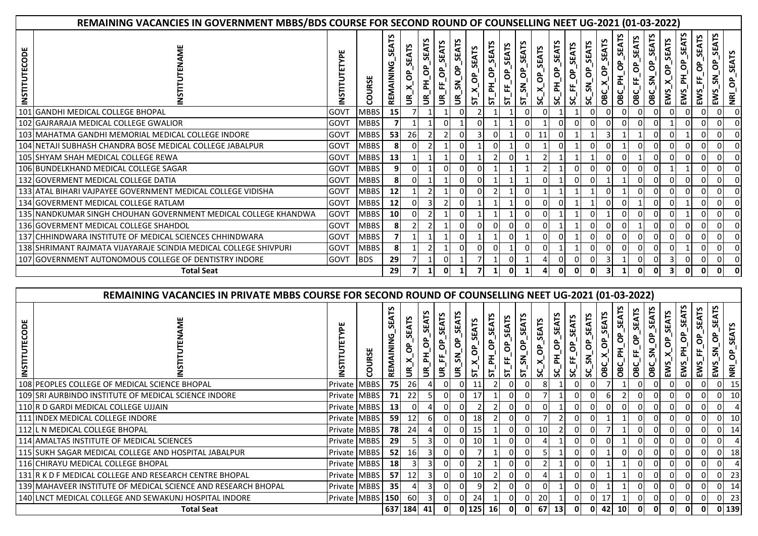# REMAINING VACANCIES IN GOVERNMENT MBBS/BDS COURSE FOR SECOND ROUND OF COUNSELLING NEET UG-2021 (01-03-2022)

| INSTITUTECODE | INSTITUTENAME | INSTITUTETYPE | COURSE | REMAINING_SEATS | UR_X_OP_SEATS | UR_PH_OP_SEATS | UR_FF_OP_SEATS | UR_SN_OP_SEATS | ST_X_OP_SEATS | ST_PH_OP_SEATS | ST_FF_OP_SEATS | ST_SN_OP_SEATS | SC_X_OP_SEATS | SC_PH_OP_SEATS | SC_FF_OP_SEATS | SC_SN_OP_SEATS | OBC_X_OP_SEATS | OBC_PH_OP_SEATS | OBC_FF_OP_SEATS | OBC_SN_OP_SEATS | EWS_X_OP_SEATS | EWS_PH_OP_SEATS | EWS_FF_OP_SEATS | EWS_SN_OP_SEATS | NRI_OP_SEATS |
|---|---|---|---|---|---|---|---|---|---|---|---|---|---|---|---|---|---|---|---|---|---|---|---|---|---|
| 101 | GANDHI MEDICAL COLLEGE BHOPAL | GOVT | MBBS | 15 | 7 | 1 | 1 | 0 | 2 | 1 | 1 | 0 | 0 | 1 | 1 | 0 | 0 | 0 | 0 | 0 | 0 | 0 | 0 | 0 | 0 |
| 102 | GAJRARAJA MEDICAL COLLEGE GWALIOR | GOVT | MBBS | 7 | 1 | 1 | 0 | 1 | 0 | 1 | 1 | 0 | 1 | 0 | 0 | 0 | 0 | 0 | 0 | 0 | 1 | 0 | 0 | 0 | 0 |
| 103 | MAHATMA GANDHI MEMORIAL MEDICAL COLLEGE INDORE | GOVT | MBBS | 53 | 26 | 2 | 2 | 0 | 3 | 0 | 1 | 0 | 11 | 0 | 1 | 1 | 3 | 1 | 1 | 0 | 0 | 1 | 0 | 0 | 0 |
| 104 | NETAJI SUBHASH CHANDRA BOSE MEDICAL COLLEGE JABALPUR | GOVT | MBBS | 8 | 0 | 2 | 1 | 0 | 1 | 0 | 1 | 0 | 1 | 0 | 1 | 0 | 0 | 1 | 0 | 0 | 0 | 0 | 0 | 0 | 0 |
| 105 | SHYAM SHAH MEDICAL COLLEGE REWA | GOVT | MBBS | 13 | 1 | 1 | 1 | 0 | 1 | 2 | 0 | 1 | 2 | 1 | 1 | 1 | 0 | 0 | 1 | 0 | 0 | 0 | 0 | 0 | 0 |
| 106 | BUNDELKHAND MEDICAL COLLEGE SAGAR | GOVT | MBBS | 9 | 0 | 1 | 0 | 0 | 0 | 1 | 1 | 1 | 2 | 1 | 0 | 0 | 0 | 0 | 0 | 0 | 1 | 1 | 0 | 0 | 0 |
| 132 | GOVERMENT MEDICAL COLLEGE DATIA | GOVT | MBBS | 8 | 0 | 1 | 1 | 0 | 0 | 1 | 1 | 1 | 0 | 1 | 0 | 0 | 1 | 1 | 0 | 0 | 0 | 0 | 0 | 0 | 0 |
| 133 | ATAL BIHARI VAJPAYEE GOVERNMENT MEDICAL COLLEGE VIDISHA | GOVT | MBBS | 12 | 1 | 2 | 1 | 0 | 0 | 2 | 1 | 0 | 1 | 1 | 1 | 1 | 0 | 1 | 0 | 0 | 0 | 0 | 0 | 0 | 0 |
| 134 | GOVERMENT MEDICAL COLLEGE RATLAM | GOVT | MBBS | 12 | 0 | 3 | 2 | 0 | 1 | 1 | 1 | 0 | 0 | 0 | 1 | 1 | 0 | 0 | 1 | 0 | 0 | 1 | 0 | 0 | 0 |
| 135 | NANDKUMAR SINGH CHOUHAN GOVERNMENT MEDICAL COLLEGE KHANDWA | GOVT | MBBS | 10 | 0 | 2 | 1 | 0 | 1 | 1 | 1 | 0 | 0 | 1 | 1 | 0 | 1 | 0 | 0 | 0 | 0 | 1 | 0 | 0 | 0 |
| 136 | GOVERMENT MEDICAL COLLEGE SHAHDOL | GOVT | MBBS | 8 | 2 | 2 | 1 | 0 | 0 | 0 | 0 | 0 | 0 | 1 | 1 | 0 | 0 | 0 | 1 | 0 | 0 | 0 | 0 | 0 | 0 |
| 137 | CHHINDWARA INSTITUTE OF MEDICAL SCIENCES CHHINDWARA | GOVT | MBBS | 7 | 1 | 1 | 1 | 0 | 1 | 1 | 0 | 1 | 0 | 0 | 1 | 0 | 0 | 0 | 0 | 0 | 0 | 0 | 0 | 0 | 0 |
| 138 | SHRIMANT RAJMATA VIJAYARAJE SCINDIA MEDICAL COLLEGE SHIVPURI | GOVT | MBBS | 8 | 1 | 2 | 1 | 0 | 0 | 0 | 1 | 0 | 0 | 1 | 1 | 0 | 0 | 0 | 0 | 0 | 0 | 1 | 0 | 0 | 0 |
| 107 | GOVERNMENT AUTONOMOUS COLLEGE OF DENTISTRY INDORE | GOVT | BDS | 29 | 7 | 1 | 0 | 1 | 7 | 1 | 0 | 1 | 4 | 0 | 0 | 0 | 3 | 1 | 0 | 0 | 3 | 0 | 0 | 0 | 0 |
| | **Total Seat** | | | **29** | **7** | **1** | **0** | **1** | **7** | **1** | **0** | **1** | **4** | **0** | **0** | **0** | **3** | **1** | **0** | **0** | **3** | **0** | **0** | **0** | **0** |

# REMAINING VACANCIES IN PRIVATE MBBS COURSE FOR SECOND ROUND OF COUNSELLING NEET UG-2021 (01-03-2022)

| INSTITUTECODE | INSTITUTENAME | INSTITUTETYPE | COURSE | REMAINING_SEATS | UR_X_OP_SEATS | UR_PH_OP_SEATS | UR_FF_OP_SEATS | UR_SN_OP_SEATS | ST_X_OP_SEATS | ST_PH_OP_SEATS | ST_FF_OP_SEATS | ST_SN_OP_SEATS | SC_X_OP_SEATS | SC_PH_OP_SEATS | SC_FF_OP_SEATS | SC_SN_OP_SEATS | OBC_X_OP_SEATS | OBC_PH_OP_SEATS | OBC_FF_OP_SEATS | OBC_SN_OP_SEATS | EWS_X_OP_SEATS | EWS_PH_OP_SEATS | EWS_FF_OP_SEATS | EWS_SN_OP_SEATS | NRI_OP_SEATS |
|---|---|---|---|---|---|---|---|---|---|---|---|---|---|---|---|---|---|---|---|---|---|---|---|---|---|
| 108 | PEOPLES COLLEGE OF MEDICAL SCIENCE BHOPAL | Private | MBBS | 75 | 26 | 4 | 0 | 0 | 11 | 2 | 0 | 0 | 8 | 1 | 0 | 0 | 7 | 1 | 0 | 0 | 0 | 0 | 0 | 0 | 15 |
| 109 | SRI AURBINDO INSTITUTE OF MEDICAL SCIENCE INDORE | Private | MBBS | 71 | 22 | 5 | 0 | 0 | 17 | 1 | 0 | 0 | 7 | 1 | 0 | 0 | 6 | 2 | 0 | 0 | 0 | 0 | 0 | 0 | 10 |
| 110 | R D GARDI MEDICAL COLLEGE UJJAIN | Private | MBBS | 13 | 0 | 4 | 0 | 0 | 2 | 2 | 0 | 0 | 0 | 1 | 0 | 0 | 0 | 0 | 0 | 0 | 0 | 0 | 0 | 0 | 4 |
| 111 | INDEX MEDICAL COLLEGE INDORE | Private | MBBS | 59 | 12 | 6 | 0 | 0 | 18 | 2 | 0 | 0 | 7 | 2 | 0 | 0 | 1 | 1 | 0 | 0 | 0 | 0 | 0 | 0 | 10 |
| 112 | L N MEDICAL COLLEGE BHOPAL | Private | MBBS | 78 | 24 | 4 | 0 | 0 | 15 | 1 | 0 | 0 | 10 | 2 | 0 | 0 | 7 | 1 | 0 | 0 | 0 | 0 | 0 | 0 | 14 |
| 114 | AMALTAS INSTITUTE OF MEDICAL SCIENCES | Private | MBBS | 29 | 5 | 3 | 0 | 0 | 10 | 1 | 0 | 0 | 4 | 1 | 0 | 0 | 0 | 1 | 0 | 0 | 0 | 0 | 0 | 0 | 4 |
| 115 | SUKH SAGAR MEDICAL COLLEGE AND HOSPITAL JABALPUR | Private | MBBS | 52 | 16 | 3 | 0 | 0 | 7 | 1 | 0 | 0 | 5 | 1 | 0 | 0 | 1 | 0 | 0 | 0 | 0 | 0 | 0 | 0 | 18 |
| 116 | CHIRAYU MEDICAL COLLEGE BHOPAL | Private | MBBS | 18 | 3 | 3 | 0 | 0 | 2 | 1 | 0 | 0 | 2 | 1 | 0 | 0 | 1 | 1 | 0 | 0 | 0 | 0 | 0 | 0 | 4 |
| 131 | R K D F MEDICAL COLLEGE AND RESEARCH CENTRE BHOPAL | Private | MBBS | 57 | 12 | 3 | 0 | 0 | 10 | 2 | 0 | 0 | 4 | 1 | 0 | 0 | 1 | 1 | 0 | 0 | 0 | 0 | 0 | 0 | 23 |
| 139 | MAHAVEER INSTITUTE OF MEDICAL SCIENCE AND RESEARCH BHOPAL | Private | MBBS | 35 | 4 | 3 | 0 | 0 | 9 | 2 | 0 | 0 | 0 | 1 | 0 | 0 | 1 | 1 | 0 | 0 | 0 | 0 | 0 | 0 | 14 |
| 140 | LNCT MEDICAL COLLEGE AND SEWAKUNJ HOSPITAL INDORE | Private | MBBS | 150 | 60 | 3 | 0 | 0 | 24 | 1 | 0 | 0 | 20 | 1 | 0 | 0 | 17 | 1 | 0 | 0 | 0 | 0 | 0 | 0 | 23 |
| | **Total Seat** | | | **637** | **184** | **41** | **0** | **0** | **125** | **16** | **0** | **0** | **67** | **13** | **0** | **0** | **42** | **10** | **0** | **0** | **0** | **0** | **0** | **0** | **139** |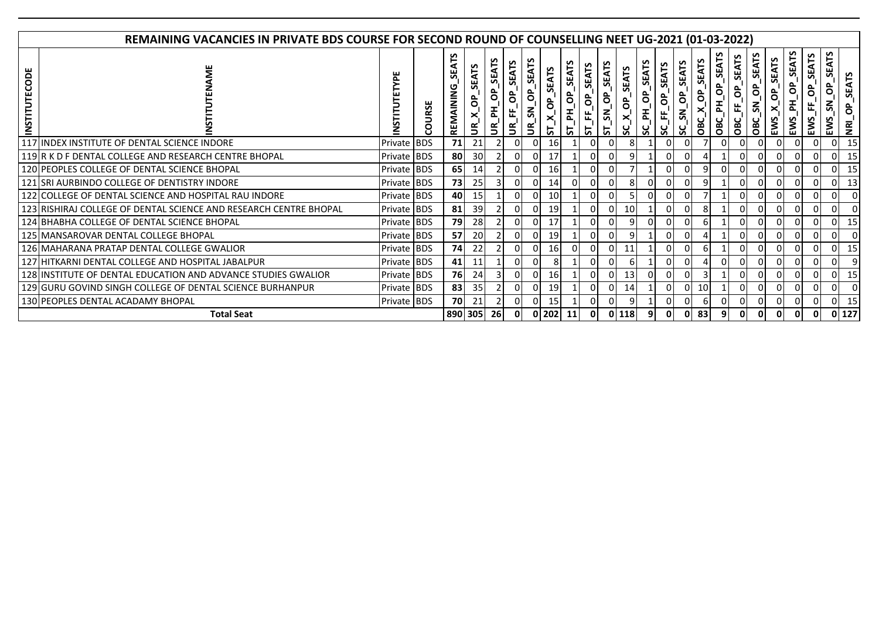## REMAINING VACANCIES IN PRIVATE BDS COURSE FOR SECOND ROUND OF COUNSELLING NEET UG-2021 (01-03-2022)

| INSTITUTECODE | INSTITUTENAME | INSTITUTETYPE | COURSE | REMAINING_SEATS | UR_X_OP_SEATS | UR_PH_OP_SEATS | UR_FF_OP_SEATS | UR_SN_OP_SEATS | ST_X_OP_SEATS | ST_PH_OP_SEATS | ST_FF_OP_SEATS | ST_SN_OP_SEATS | SC_X_OP_SEATS | SC_PH_OP_SEATS | SC_FF_OP_SEATS | SC_SN_OP_SEATS | OBC_X_OP_SEATS | OBC_PH_OP_SEATS | OBC_FF_OP_SEATS | OBC_SN_OP_SEATS | EWS_X_OP_SEATS | EWS_PH_OP_SEATS | EWS_FF_OP_SEATS | EWS_SN_OP_SEATS | NRI_OP_SEATS |
|---|---|---|---|---|---|---|---|---|---|---|---|---|---|---|---|---|---|---|---|---|---|---|---|---|---|
| 117 | INDEX INSTITUTE OF DENTAL SCIENCE INDORE | Private | BDS | 71 | 21 | 2 | 0 | 0 | 16 | 1 | 0 | 0 | 8 | 1 | 0 | 0 | 7 | 0 | 0 | 0 | 0 | 0 | 0 | 0 | 15 |
| 119 | R K D F DENTAL COLLEGE AND RESEARCH CENTRE BHOPAL | Private | BDS | 80 | 30 | 2 | 0 | 0 | 17 | 1 | 0 | 0 | 9 | 1 | 0 | 0 | 4 | 1 | 0 | 0 | 0 | 0 | 0 | 0 | 15 |
| 120 | PEOPLES COLLEGE OF DENTAL SCIENCE BHOPAL | Private | BDS | 65 | 14 | 2 | 0 | 0 | 16 | 1 | 0 | 0 | 7 | 1 | 0 | 0 | 9 | 0 | 0 | 0 | 0 | 0 | 0 | 0 | 15 |
| 121 | SRI AURBINDO COLLEGE OF DENTISTRY INDORE | Private | BDS | 73 | 25 | 3 | 0 | 0 | 14 | 0 | 0 | 0 | 8 | 0 | 0 | 0 | 9 | 1 | 0 | 0 | 0 | 0 | 0 | 0 | 13 |
| 122 | COLLEGE OF DENTAL SCIENCE AND HOSPITAL RAU INDORE | Private | BDS | 40 | 15 | 1 | 0 | 0 | 10 | 1 | 0 | 0 | 5 | 0 | 0 | 0 | 7 | 1 | 0 | 0 | 0 | 0 | 0 | 0 | 0 |
| 123 | RISHIRAJ COLLEGE OF DENTAL SCIENCE AND RESEARCH CENTRE BHOPAL | Private | BDS | 81 | 39 | 2 | 0 | 0 | 19 | 1 | 0 | 0 | 10 | 1 | 0 | 0 | 8 | 1 | 0 | 0 | 0 | 0 | 0 | 0 | 0 |
| 124 | BHABHA COLLEGE OF DENTAL SCIENCE BHOPAL | Private | BDS | 79 | 28 | 2 | 0 | 0 | 17 | 1 | 0 | 0 | 9 | 0 | 0 | 0 | 6 | 1 | 0 | 0 | 0 | 0 | 0 | 0 | 15 |
| 125 | MANSAROVAR DENTAL COLLEGE BHOPAL | Private | BDS | 57 | 20 | 2 | 0 | 0 | 19 | 1 | 0 | 0 | 9 | 1 | 0 | 0 | 4 | 1 | 0 | 0 | 0 | 0 | 0 | 0 | 0 |
| 126 | MAHARANA PRATAP DENTAL COLLEGE GWALIOR | Private | BDS | 74 | 22 | 2 | 0 | 0 | 16 | 0 | 0 | 0 | 11 | 1 | 0 | 0 | 6 | 1 | 0 | 0 | 0 | 0 | 0 | 0 | 15 |
| 127 | HITKARNI DENTAL COLLEGE AND HOSPITAL JABALPUR | Private | BDS | 41 | 11 | 1 | 0 | 0 | 8 | 1 | 0 | 0 | 6 | 1 | 0 | 0 | 4 | 0 | 0 | 0 | 0 | 0 | 0 | 0 | 9 |
| 128 | INSTITUTE OF DENTAL EDUCATION AND ADVANCE STUDIES GWALIOR | Private | BDS | 76 | 24 | 3 | 0 | 0 | 16 | 1 | 0 | 0 | 13 | 0 | 0 | 0 | 3 | 1 | 0 | 0 | 0 | 0 | 0 | 0 | 15 |
| 129 | GURU GOVIND SINGH COLLEGE OF DENTAL SCIENCE BURHANPUR | Private | BDS | 83 | 35 | 2 | 0 | 0 | 19 | 1 | 0 | 0 | 14 | 1 | 0 | 0 | 10 | 1 | 0 | 0 | 0 | 0 | 0 | 0 | 0 |
| 130 | PEOPLES DENTAL ACADAMY BHOPAL | Private | BDS | 70 | 21 | 2 | 0 | 0 | 15 | 1 | 0 | 0 | 9 | 1 | 0 | 0 | 6 | 0 | 0 | 0 | 0 | 0 | 0 | 0 | 15 |
| **Total Seat** | | | | **890** | **305** | **26** | **0** | **0** | **202** | **11** | **0** | **0** | **118** | **9** | **0** | **0** | **83** | **9** | **0** | **0** | **0** | **0** | **0** | **0** | **127** |